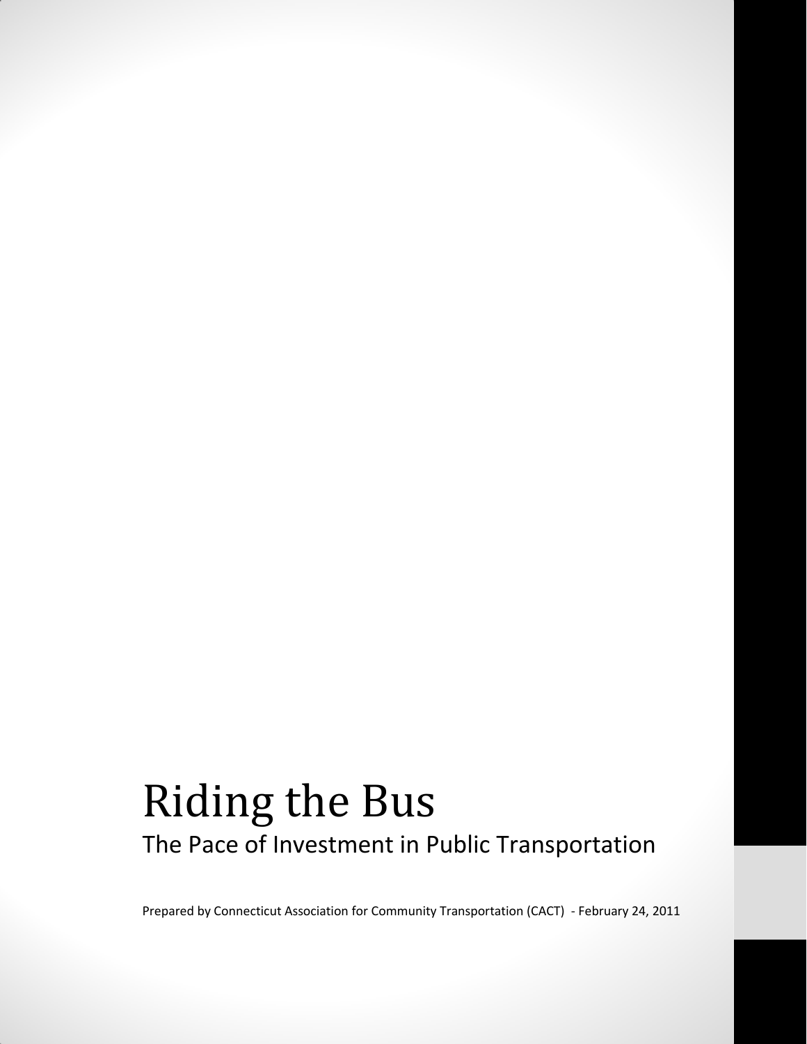# Riding the Bus

## The Pace of Investment in Public Transportation

Prepared by Connecticut Association for Community Transportation (CACT) - February 24, 2011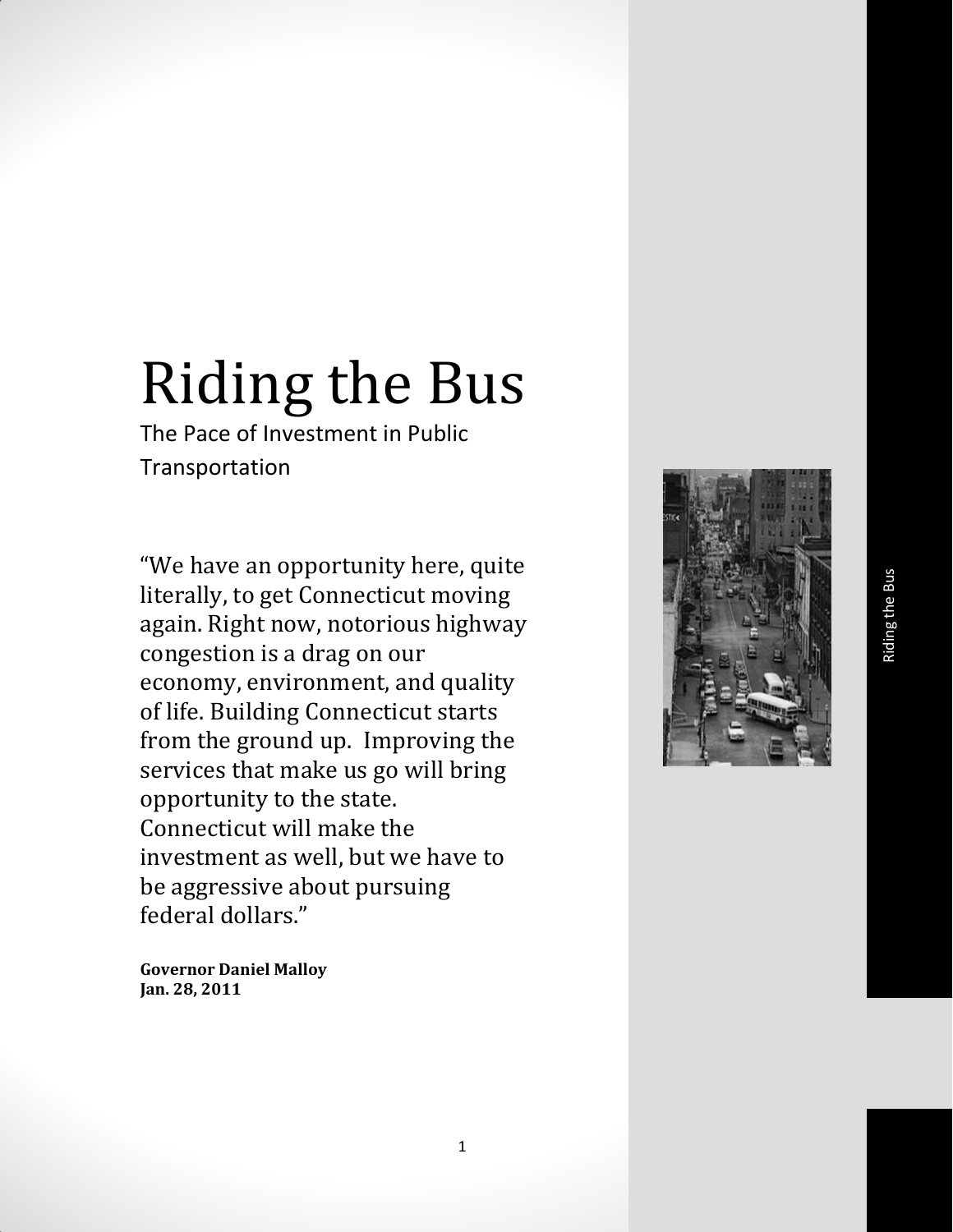# Riding the Bus

The Pace of Investment in Public Transportation

"We have an opportunity here, quite literally, to get Connecticut moving again. Right now, notorious highway congestion is a drag on our economy, environment, and quality of life. Building Connecticut starts from the ground up. Improving the services that make us go will bring opportunity to the state. Connecticut will make the investment as well, but we have to be aggressive about pursuing federal dollars."

**Governor Daniel Malloy**
**Jan. 28, 2011**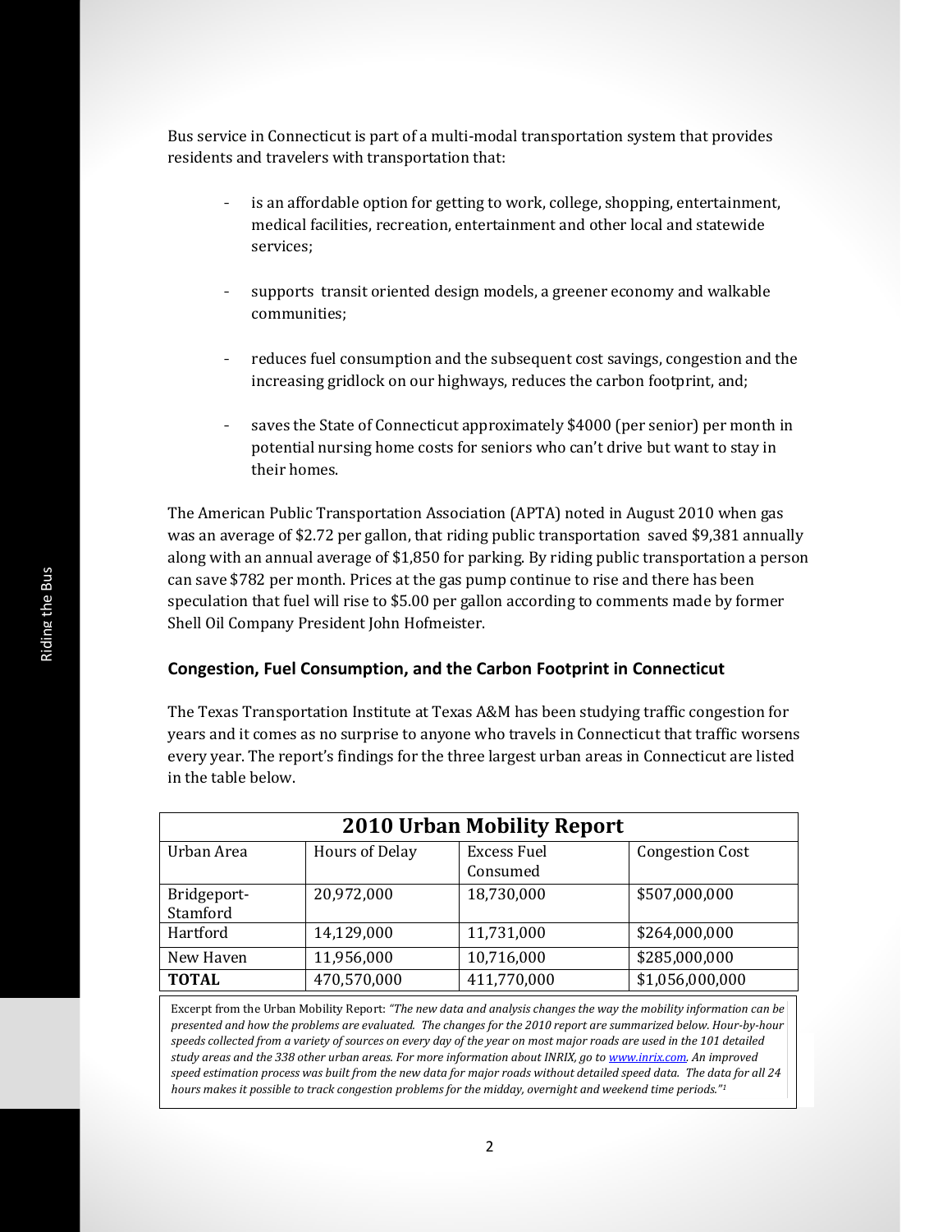Bus service in Connecticut is part of a multi-modal transportation system that provides residents and travelers with transportation that:

- is an affordable option for getting to work, college, shopping, entertainment, medical facilities, recreation, entertainment and other local and statewide services;

- supports transit oriented design models, a greener economy and walkable communities;

- reduces fuel consumption and the subsequent cost savings, congestion and the increasing gridlock on our highways, reduces the carbon footprint, and;

- saves the State of Connecticut approximately $4000 (per senior) per month in potential nursing home costs for seniors who can't drive but want to stay in their homes.

The American Public Transportation Association (APTA) noted in August 2010 when gas was an average of $2.72 per gallon, that riding public transportation saved $9,381 annually along with an annual average of $1,850 for parking. By riding public transportation a person can save $782 per month. Prices at the gas pump continue to rise and there has been speculation that fuel will rise to $5.00 per gallon according to comments made by former Shell Oil Company President John Hofmeister.

## Congestion, Fuel Consumption, and the Carbon Footprint in Connecticut

The Texas Transportation Institute at Texas A&M has been studying traffic congestion for years and it comes as no surprise to anyone who travels in Connecticut that traffic worsens every year. The report's findings for the three largest urban areas in Connecticut are listed in the table below.

| 2010 Urban Mobility Report | | | |
|---|---|---|---|
| Urban Area | Hours of Delay | Excess Fuel Consumed | Congestion Cost |
| Bridgeport-Stamford | 20,972,000 | 18,730,000 | $507,000,000 |
| Hartford | 14,129,000 | 11,731,000 | $264,000,000 |
| New Haven | 11,956,000 | 10,716,000 | $285,000,000 |
| **TOTAL** | 470,570,000 | 411,770,000 | $1,056,000,000 |

Excerpt from the Urban Mobility Report: *"The new data and analysis changes the way the mobility information can be presented and how the problems are evaluated. The changes for the 2010 report are summarized below. Hour-by-hour speeds collected from a variety of sources on every day of the year on most major roads are used in the 101 detailed study areas and the 338 other urban areas. For more information about INRIX, go to www.inrix.com. An improved speed estimation process was built from the new data for major roads without detailed speed data. The data for all 24 hours makes it possible to track congestion problems for the midday, overnight and weekend time periods."*[1]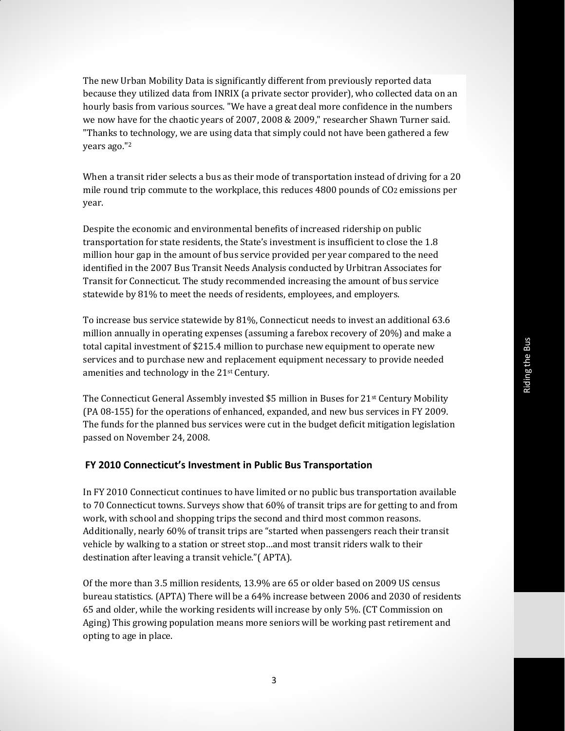The new Urban Mobility Data is significantly different from previously reported data because they utilized data from INRIX (a private sector provider), who collected data on an hourly basis from various sources. "We have a great deal more confidence in the numbers we now have for the chaotic years of 2007, 2008 & 2009," researcher Shawn Turner said. "Thanks to technology, we are using data that simply could not have been gathered a few years ago."[2]

When a transit rider selects a bus as their mode of transportation instead of driving for a 20 mile round trip commute to the workplace, this reduces 4800 pounds of $CO_2$ emissions per year.

Despite the economic and environmental benefits of increased ridership on public transportation for state residents, the State's investment is insufficient to close the 1.8 million hour gap in the amount of bus service provided per year compared to the need identified in the 2007 Bus Transit Needs Analysis conducted by Urbitran Associates for Transit for Connecticut. The study recommended increasing the amount of bus service statewide by 81% to meet the needs of residents, employees, and employers.

To increase bus service statewide by 81%, Connecticut needs to invest an additional 63.6 million annually in operating expenses (assuming a farebox recovery of 20%) and make a total capital investment of $215.4 million to purchase new equipment to operate new services and to purchase new and replacement equipment necessary to provide needed amenities and technology in the 21st Century.

The Connecticut General Assembly invested $5 million in Buses for 21st Century Mobility (PA 08-155) for the operations of enhanced, expanded, and new bus services in FY 2009. The funds for the planned bus services were cut in the budget deficit mitigation legislation passed on November 24, 2008.

## FY 2010 Connecticut's Investment in Public Bus Transportation

In FY 2010 Connecticut continues to have limited or no public bus transportation available to 70 Connecticut towns. Surveys show that 60% of transit trips are for getting to and from work, with school and shopping trips the second and third most common reasons. Additionally, nearly 60% of transit trips are "started when passengers reach their transit vehicle by walking to a station or street stop…and most transit riders walk to their destination after leaving a transit vehicle."( APTA).

Of the more than 3.5 million residents, 13.9% are 65 or older based on 2009 US census bureau statistics. (APTA) There will be a 64% increase between 2006 and 2030 of residents 65 and older, while the working residents will increase by only 5%. (CT Commission on Aging) This growing population means more seniors will be working past retirement and opting to age in place.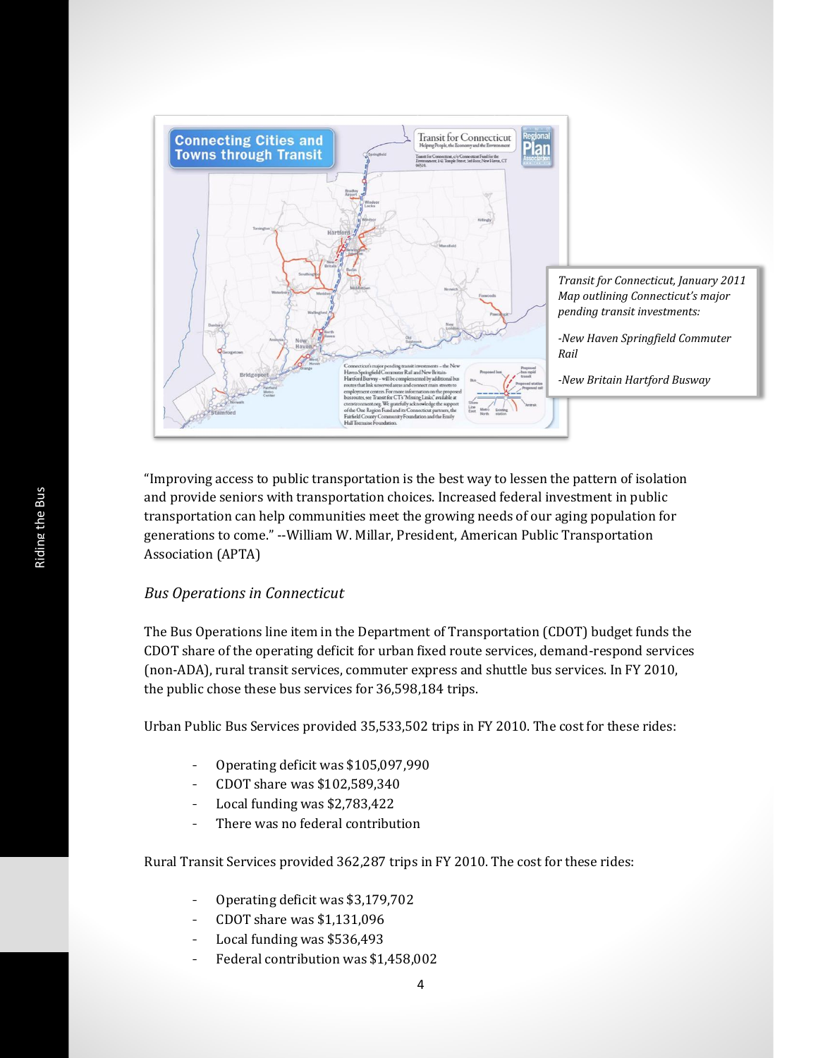*Transit for Connecticut, January 2011 Map outlining Connecticut's major pending transit investments:*

*-New Haven Springfield Commuter Rail*

*-New Britain Hartford Busway*

"Improving access to public transportation is the best way to lessen the pattern of isolation and provide seniors with transportation choices. Increased federal investment in public transportation can help communities meet the growing needs of our aging population for generations to come." --William W. Millar, President, American Public Transportation Association (APTA)

### *Bus Operations in Connecticut*

The Bus Operations line item in the Department of Transportation (CDOT) budget funds the CDOT share of the operating deficit for urban fixed route services, demand-respond services (non-ADA), rural transit services, commuter express and shuttle bus services. In FY 2010, the public chose these bus services for 36,598,184 trips.

Urban Public Bus Services provided 35,533,502 trips in FY 2010. The cost for these rides:

- Operating deficit was $105,097,990
- CDOT share was $102,589,340
- Local funding was $2,783,422
- There was no federal contribution

Rural Transit Services provided 362,287 trips in FY 2010. The cost for these rides:

- Operating deficit was $3,179,702
- CDOT share was $1,131,096
- Local funding was $536,493
- Federal contribution was $1,458,002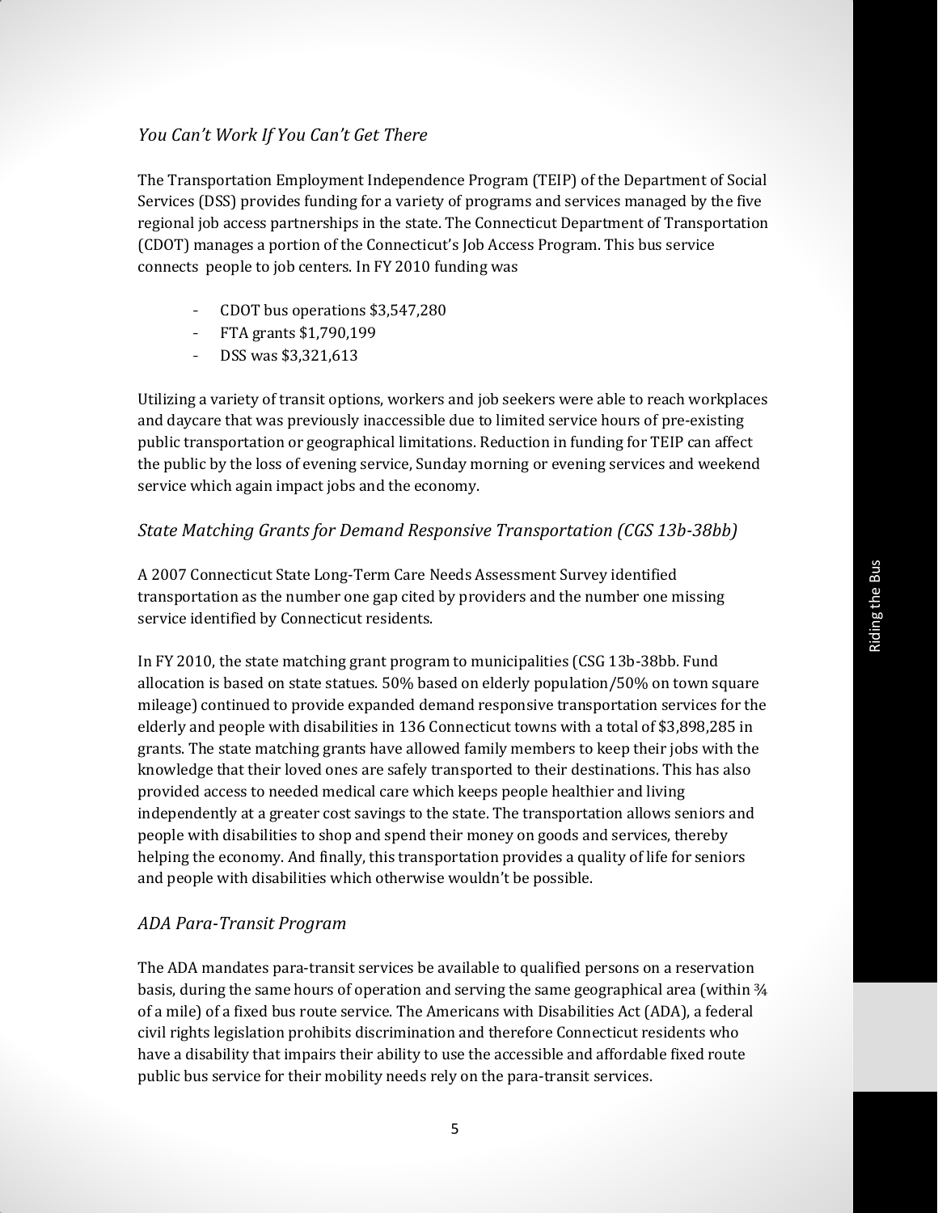### *You Can't Work If You Can't Get There*

The Transportation Employment Independence Program (TEIP) of the Department of Social Services (DSS) provides funding for a variety of programs and services managed by the five regional job access partnerships in the state. The Connecticut Department of Transportation (CDOT) manages a portion of the Connecticut's Job Access Program. This bus service connects people to job centers. In FY 2010 funding was

- CDOT bus operations $3,547,280
- FTA grants $1,790,199
- DSS was $3,321,613

Utilizing a variety of transit options, workers and job seekers were able to reach workplaces and daycare that was previously inaccessible due to limited service hours of pre-existing public transportation or geographical limitations. Reduction in funding for TEIP can affect the public by the loss of evening service, Sunday morning or evening services and weekend service which again impact jobs and the economy.

### *State Matching Grants for Demand Responsive Transportation (CGS 13b-38bb)*

A 2007 Connecticut State Long-Term Care Needs Assessment Survey identified transportation as the number one gap cited by providers and the number one missing service identified by Connecticut residents.

In FY 2010, the state matching grant program to municipalities (CSG 13b-38bb. Fund allocation is based on state statues. 50% based on elderly population/50% on town square mileage) continued to provide expanded demand responsive transportation services for the elderly and people with disabilities in 136 Connecticut towns with a total of $3,898,285 in grants. The state matching grants have allowed family members to keep their jobs with the knowledge that their loved ones are safely transported to their destinations. This has also provided access to needed medical care which keeps people healthier and living independently at a greater cost savings to the state. The transportation allows seniors and people with disabilities to shop and spend their money on goods and services, thereby helping the economy. And finally, this transportation provides a quality of life for seniors and people with disabilities which otherwise wouldn't be possible.

### *ADA Para-Transit Program*

The ADA mandates para-transit services be available to qualified persons on a reservation basis, during the same hours of operation and serving the same geographical area (within ¾ of a mile) of a fixed bus route service. The Americans with Disabilities Act (ADA), a federal civil rights legislation prohibits discrimination and therefore Connecticut residents who have a disability that impairs their ability to use the accessible and affordable fixed route public bus service for their mobility needs rely on the para-transit services.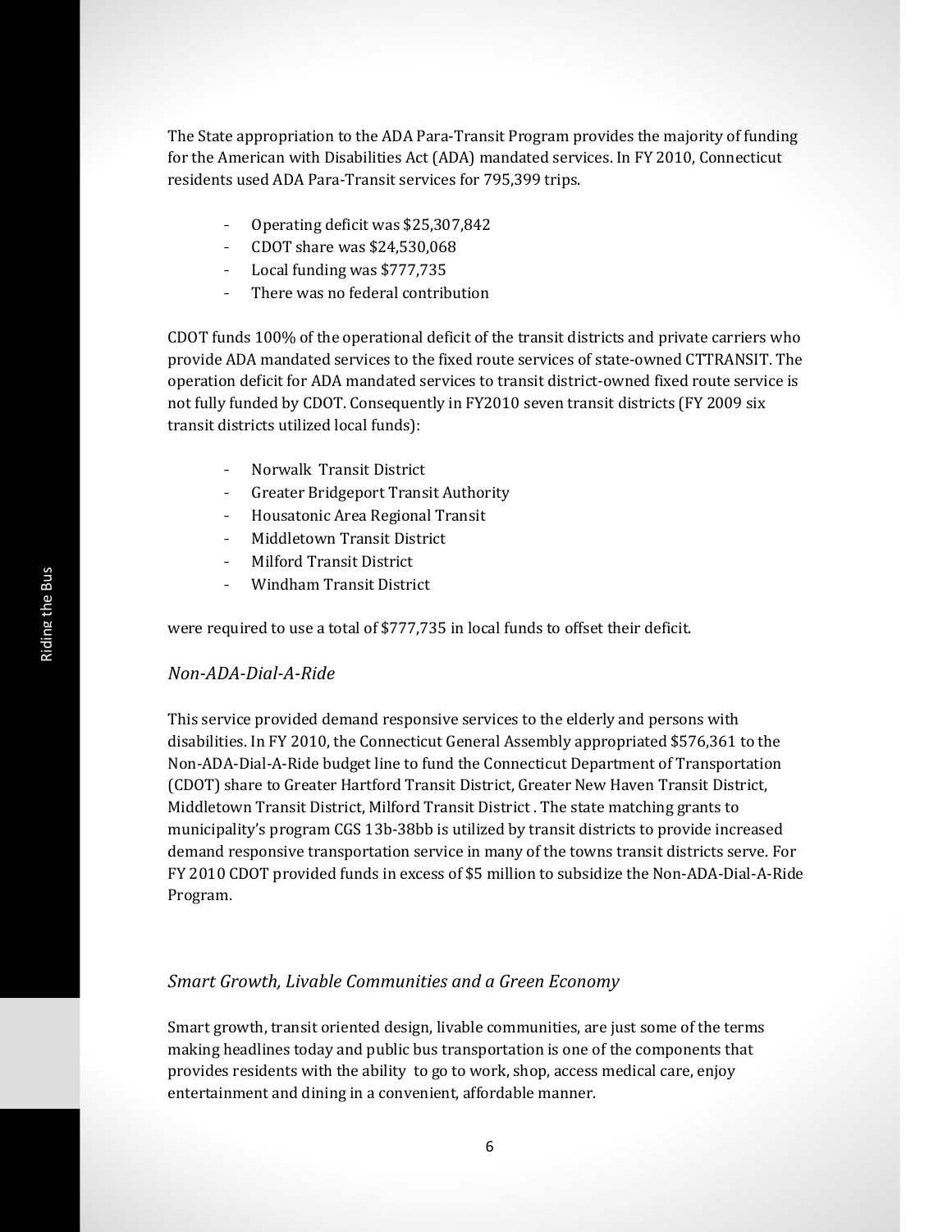The State appropriation to the ADA Para-Transit Program provides the majority of funding for the American with Disabilities Act (ADA) mandated services. In FY 2010, Connecticut residents used ADA Para-Transit services for 795,399 trips.

- Operating deficit was $25,307,842
- CDOT share was $24,530,068
- Local funding was $777,735
- There was no federal contribution

CDOT funds 100% of the operational deficit of the transit districts and private carriers who provide ADA mandated services to the fixed route services of state-owned CTTRANSIT. The operation deficit for ADA mandated services to transit district-owned fixed route service is not fully funded by CDOT. Consequently in FY2010 seven transit districts (FY 2009 six transit districts utilized local funds):

- Norwalk Transit District
- Greater Bridgeport Transit Authority
- Housatonic Area Regional Transit
- Middletown Transit District
- Milford Transit District
- Windham Transit District

were required to use a total of $777,735 in local funds to offset their deficit.

### *Non-ADA-Dial-A-Ride*

This service provided demand responsive services to the elderly and persons with disabilities. In FY 2010, the Connecticut General Assembly appropriated $576,361 to the Non-ADA-Dial-A-Ride budget line to fund the Connecticut Department of Transportation (CDOT) share to Greater Hartford Transit District, Greater New Haven Transit District, Middletown Transit District, Milford Transit District . The state matching grants to municipality's program CGS 13b-38bb is utilized by transit districts to provide increased demand responsive transportation service in many of the towns transit districts serve. For FY 2010 CDOT provided funds in excess of $5 million to subsidize the Non-ADA-Dial-A-Ride Program.

### *Smart Growth, Livable Communities and a Green Economy*

Smart growth, transit oriented design, livable communities, are just some of the terms making headlines today and public bus transportation is one of the components that provides residents with the ability to go to work, shop, access medical care, enjoy entertainment and dining in a convenient, affordable manner.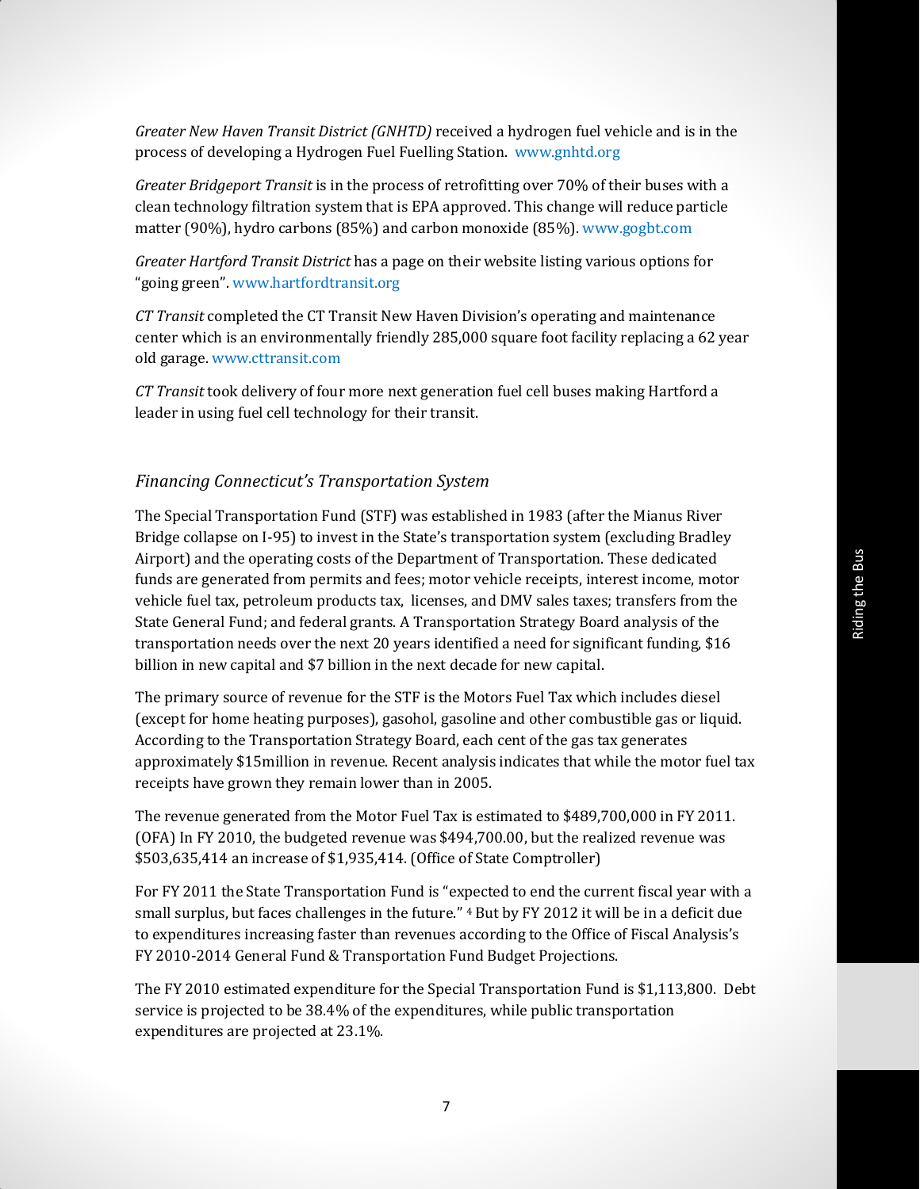*Greater New Haven Transit District (GNHTD)* received a hydrogen fuel vehicle and is in the process of developing a Hydrogen Fuel Fuelling Station. www.gnhtd.org

*Greater Bridgeport Transit* is in the process of retrofitting over 70% of their buses with a clean technology filtration system that is EPA approved. This change will reduce particle matter (90%), hydro carbons (85%) and carbon monoxide (85%). www.gogbt.com

*Greater Hartford Transit District* has a page on their website listing various options for "going green". www.hartfordtransit.org

*CT Transit* completed the CT Transit New Haven Division's operating and maintenance center which is an environmentally friendly 285,000 square foot facility replacing a 62 year old garage. www.cttransit.com

*CT Transit* took delivery of four more next generation fuel cell buses making Hartford a leader in using fuel cell technology for their transit.

### *Financing Connecticut's Transportation System*

The Special Transportation Fund (STF) was established in 1983 (after the Mianus River Bridge collapse on I-95) to invest in the State's transportation system (excluding Bradley Airport) and the operating costs of the Department of Transportation. These dedicated funds are generated from permits and fees; motor vehicle receipts, interest income, motor vehicle fuel tax, petroleum products tax, licenses, and DMV sales taxes; transfers from the State General Fund; and federal grants. A Transportation Strategy Board analysis of the transportation needs over the next 20 years identified a need for significant funding, $16 billion in new capital and $7 billion in the next decade for new capital.

The primary source of revenue for the STF is the Motors Fuel Tax which includes diesel (except for home heating purposes), gasohol, gasoline and other combustible gas or liquid. According to the Transportation Strategy Board, each cent of the gas tax generates approximately $15million in revenue. Recent analysis indicates that while the motor fuel tax receipts have grown they remain lower than in 2005.

The revenue generated from the Motor Fuel Tax is estimated to $489,700,000 in FY 2011. (OFA) In FY 2010, the budgeted revenue was $494,700.00, but the realized revenue was $503,635,414 an increase of $1,935,414. (Office of State Comptroller)

For FY 2011 the State Transportation Fund is "expected to end the current fiscal year with a small surplus, but faces challenges in the future." [4] But by FY 2012 it will be in a deficit due to expenditures increasing faster than revenues according to the Office of Fiscal Analysis's FY 2010-2014 General Fund & Transportation Fund Budget Projections.

The FY 2010 estimated expenditure for the Special Transportation Fund is $1,113,800. Debt service is projected to be 38.4% of the expenditures, while public transportation expenditures are projected at 23.1%.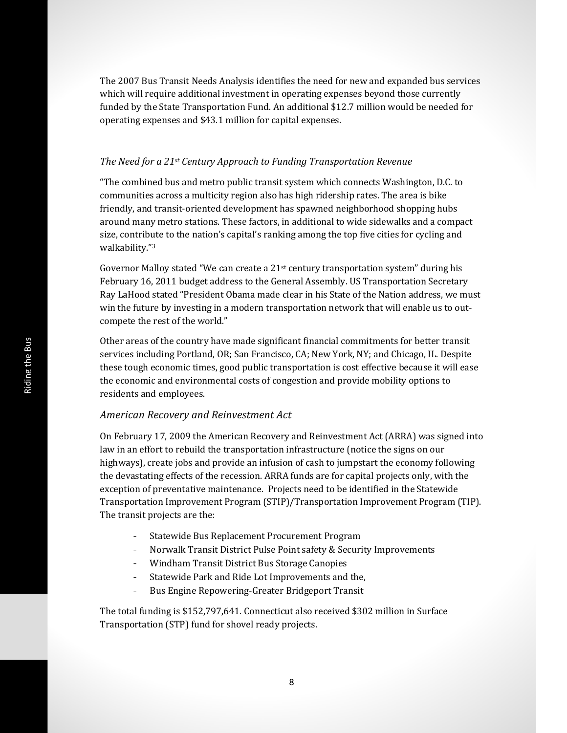The 2007 Bus Transit Needs Analysis identifies the need for new and expanded bus services which will require additional investment in operating expenses beyond those currently funded by the State Transportation Fund. An additional $12.7 million would be needed for operating expenses and $43.1 million for capital expenses.

### *The Need for a 21st Century Approach to Funding Transportation Revenue*

"The combined bus and metro public transit system which connects Washington, D.C. to communities across a multicity region also has high ridership rates. The area is bike friendly, and transit-oriented development has spawned neighborhood shopping hubs around many metro stations. These factors, in additional to wide sidewalks and a compact size, contribute to the nation's capital's ranking among the top five cities for cycling and walkability."[3]

Governor Malloy stated "We can create a 21st century transportation system" during his February 16, 2011 budget address to the General Assembly. US Transportation Secretary Ray LaHood stated "President Obama made clear in his State of the Nation address, we must win the future by investing in a modern transportation network that will enable us to out-compete the rest of the world."

Other areas of the country have made significant financial commitments for better transit services including Portland, OR; San Francisco, CA; New York, NY; and Chicago, IL. Despite these tough economic times, good public transportation is cost effective because it will ease the economic and environmental costs of congestion and provide mobility options to residents and employees.

### *American Recovery and Reinvestment Act*

On February 17, 2009 the American Recovery and Reinvestment Act (ARRA) was signed into law in an effort to rebuild the transportation infrastructure (notice the signs on our highways), create jobs and provide an infusion of cash to jumpstart the economy following the devastating effects of the recession. ARRA funds are for capital projects only, with the exception of preventative maintenance. Projects need to be identified in the Statewide Transportation Improvement Program (STIP)/Transportation Improvement Program (TIP). The transit projects are the:

- Statewide Bus Replacement Procurement Program
- Norwalk Transit District Pulse Point safety & Security Improvements
- Windham Transit District Bus Storage Canopies
- Statewide Park and Ride Lot Improvements and the,
- Bus Engine Repowering-Greater Bridgeport Transit

The total funding is $152,797,641. Connecticut also received $302 million in Surface Transportation (STP) fund for shovel ready projects.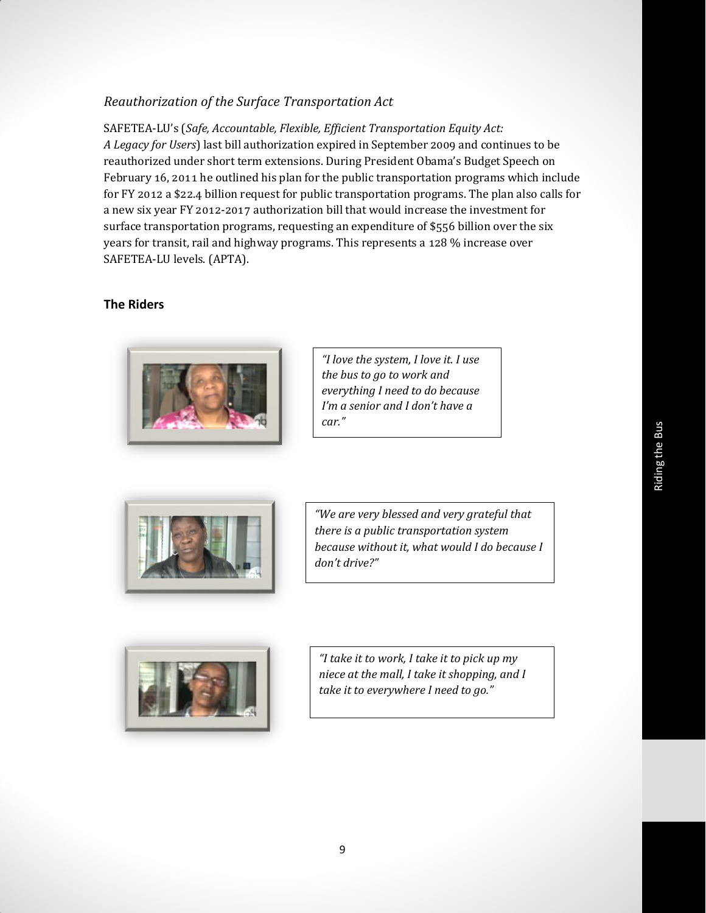### *Reauthorization of the Surface Transportation Act*

SAFETEA-LU's (*Safe, Accountable, Flexible, Efficient Transportation Equity Act: A Legacy for Users*) last bill authorization expired in September 2009 and continues to be reauthorized under short term extensions. During President Obama's Budget Speech on February 16, 2011 he outlined his plan for the public transportation programs which include for FY 2012 a $22.4 billion request for public transportation programs. The plan also calls for a new six year FY 2012-2017 authorization bill that would increase the investment for surface transportation programs, requesting an expenditure of $556 billion over the six years for transit, rail and highway programs. This represents a 128 % increase over SAFETEA-LU levels. (APTA).

## The Riders

*"I love the system, I love it. I use the bus to go to work and everything I need to do because I'm a senior and I don't have a car."*

*"We are very blessed and very grateful that there is a public transportation system because without it, what would I do because I don't drive?"*

*"I take it to work, I take it to pick up my niece at the mall, I take it shopping, and I take it to everywhere I need to go."*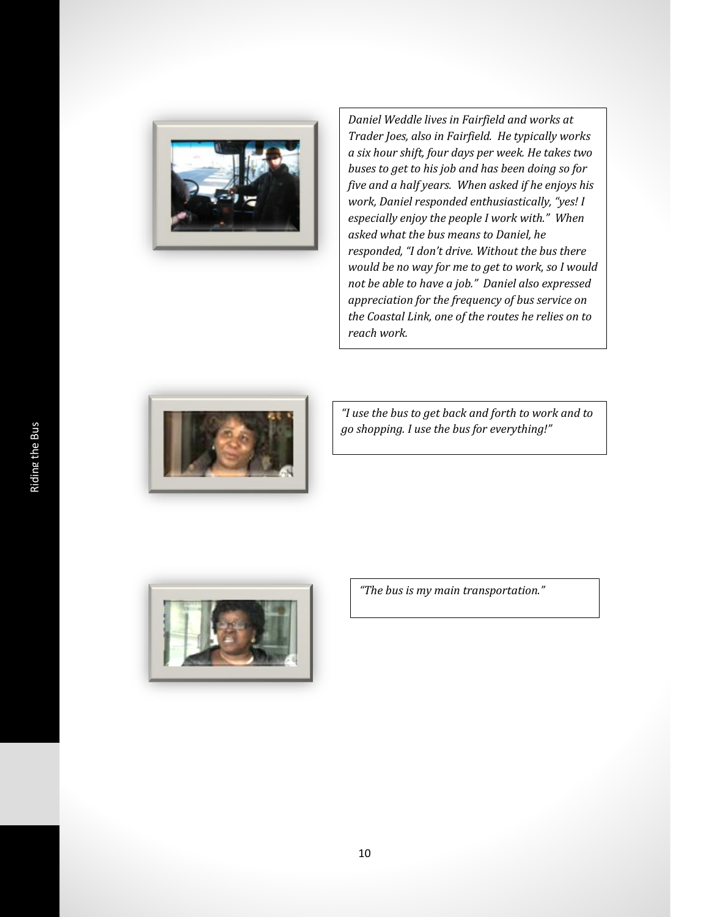*Daniel Weddle lives in Fairfield and works at Trader Joes, also in Fairfield. He typically works a six hour shift, four days per week. He takes two buses to get to his job and has been doing so for five and a half years. When asked if he enjoys his work, Daniel responded enthusiastically, "yes! I especially enjoy the people I work with." When asked what the bus means to Daniel, he responded, "I don't drive. Without the bus there would be no way for me to get to work, so I would not be able to have a job." Daniel also expressed appreciation for the frequency of bus service on the Coastal Link, one of the routes he relies on to reach work.*

*"I use the bus to get back and forth to work and to go shopping. I use the bus for everything!"*

*"The bus is my main transportation."*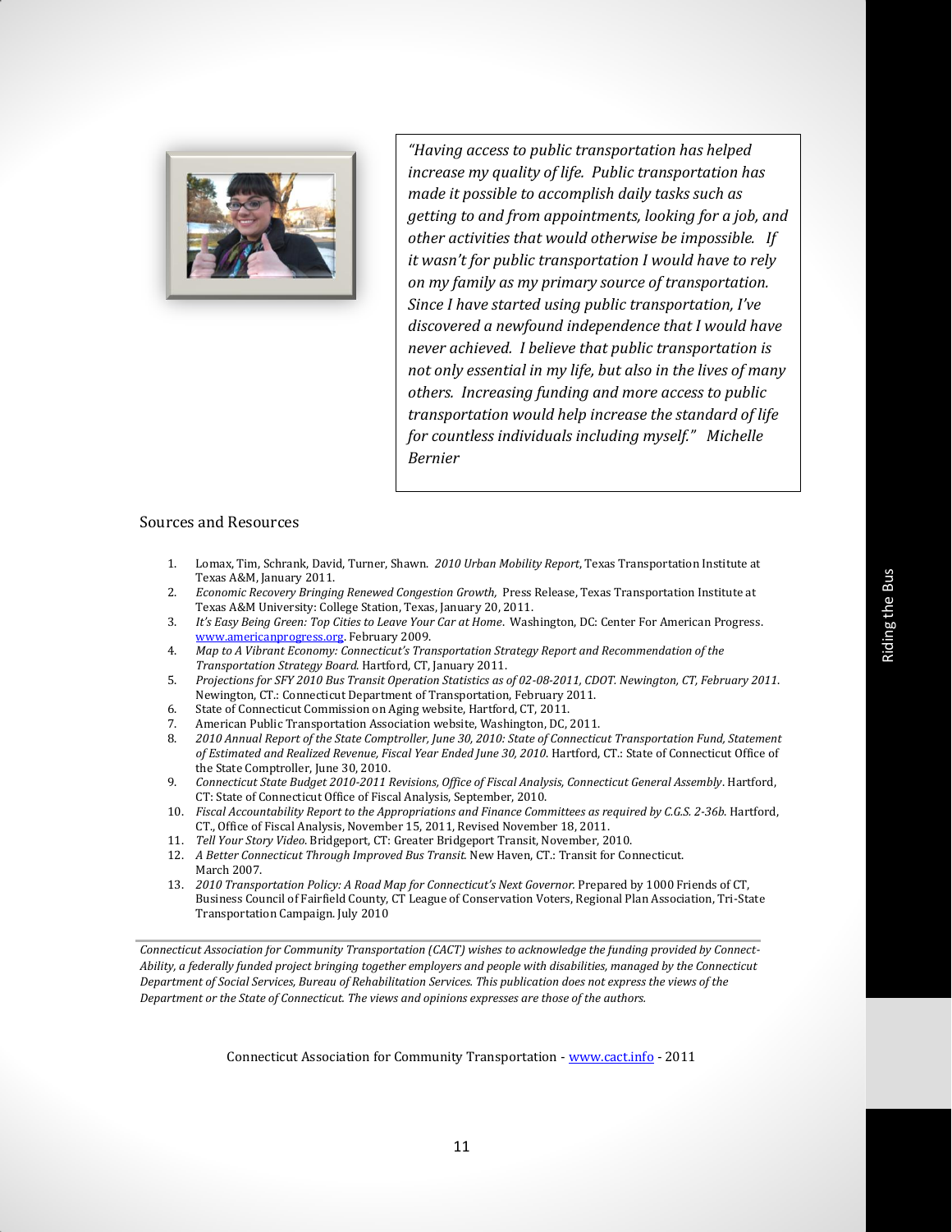*"Having access to public transportation has helped increase my quality of life. Public transportation has made it possible to accomplish daily tasks such as getting to and from appointments, looking for a job, and other activities that would otherwise be impossible. If it wasn't for public transportation I would have to rely on my family as my primary source of transportation. Since I have started using public transportation, I've discovered a newfound independence that I would have never achieved. I believe that public transportation is not only essential in my life, but also in the lives of many others. Increasing funding and more access to public transportation would help increase the standard of life for countless individuals including myself." Michelle Bernier*

## Sources and Resources

1. Lomax, Tim, Schrank, David, Turner, Shawn. *2010 Urban Mobility Report*, Texas Transportation Institute at Texas A&M, January 2011.
2. *Economic Recovery Bringing Renewed Congestion Growth,* Press Release, Texas Transportation Institute at Texas A&M University: College Station, Texas, January 20, 2011.
3. *It's Easy Being Green: Top Cities to Leave Your Car at Home*. Washington, DC: Center For American Progress. www.americanprogress.org. February 2009.
4. *Map to A Vibrant Economy: Connecticut's Transportation Strategy Report and Recommendation of the Transportation Strategy Board.* Hartford, CT, January 2011.
5. *Projections for SFY 2010 Bus Transit Operation Statistics as of 02-08-2011, CDOT. Newington, CT, February 2011*. Newington, CT.: Connecticut Department of Transportation, February 2011.
6. State of Connecticut Commission on Aging website, Hartford, CT, 2011.
7. American Public Transportation Association website, Washington, DC, 2011.
8. *2010 Annual Report of the State Comptroller, June 30, 2010: State of Connecticut Transportation Fund, Statement of Estimated and Realized Revenue, Fiscal Year Ended June 30, 2010*. Hartford, CT.: State of Connecticut Office of the State Comptroller, June 30, 2010.
9. *Connecticut State Budget 2010-2011 Revisions, Office of Fiscal Analysis, Connecticut General Assembly*. Hartford, CT: State of Connecticut Office of Fiscal Analysis, September, 2010.
10. *Fiscal Accountability Report to the Appropriations and Finance Committees as required by C.G.S. 2-36b.* Hartford, CT., Office of Fiscal Analysis, November 15, 2011, Revised November 18, 2011.
11. *Tell Your Story Video.* Bridgeport, CT: Greater Bridgeport Transit, November, 2010.
12. *A Better Connecticut Through Improved Bus Transit.* New Haven, CT.: Transit for Connecticut. March 2007.
13. *2010 Transportation Policy: A Road Map for Connecticut's Next Governor.* Prepared by 1000 Friends of CT, Business Council of Fairfield County, CT League of Conservation Voters, Regional Plan Association, Tri-State Transportation Campaign. July 2010

---

*Connecticut Association for Community Transportation (CACT) wishes to acknowledge the funding provided by Connect-Ability, a federally funded project bringing together employers and people with disabilities, managed by the Connecticut Department of Social Services, Bureau of Rehabilitation Services. This publication does not express the views of the Department or the State of Connecticut. The views and opinions expresses are those of the authors.*

Connecticut Association for Community Transportation - www.cact.info - 2011